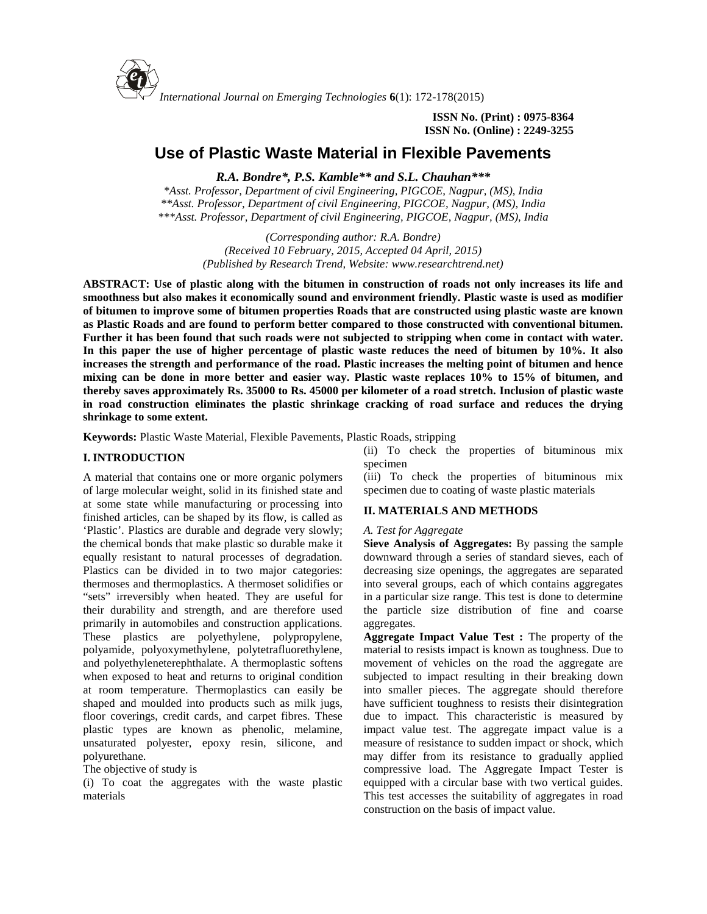# Use of Plastic Waste Material in Flexible Pavements

***R.A. Bondre\*, P.S. Kamble\*\* and S.L. Chauhan\*\*\****

*\*Asst. Professor, Department of civil Engineering, PIGCOE, Nagpur, (MS), India*
*\*\*Asst. Professor, Department of civil Engineering, PIGCOE, Nagpur, (MS), India*
*\*\*\*Asst. Professor, Department of civil Engineering, PIGCOE, Nagpur, (MS), India*

*(Corresponding author: R.A. Bondre)*
*(Received 10 February, 2015, Accepted 04 April, 2015)*
*(Published by Research Trend, Website: www.researchtrend.net)*

**ABSTRACT: Use of plastic along with the bitumen in construction of roads not only increases its life and smoothness but also makes it economically sound and environment friendly. Plastic waste is used as modifier of bitumen to improve some of bitumen properties Roads that are constructed using plastic waste are known as Plastic Roads and are found to perform better compared to those constructed with conventional bitumen. Further it has been found that such roads were not subjected to stripping when come in contact with water. In this paper the use of higher percentage of plastic waste reduces the need of bitumen by 10%. It also increases the strength and performance of the road. Plastic increases the melting point of bitumen and hence mixing can be done in more better and easier way. Plastic waste replaces 10% to 15% of bitumen, and thereby saves approximately Rs. 35000 to Rs. 45000 per kilometer of a road stretch. Inclusion of plastic waste in road construction eliminates the plastic shrinkage cracking of road surface and reduces the drying shrinkage to some extent.**

**Keywords:** Plastic Waste Material, Flexible Pavements, Plastic Roads, stripping

## I. INTRODUCTION

A material that contains one or more organic polymers of large molecular weight, solid in its finished state and at some state while manufacturing or processing into finished articles, can be shaped by its flow, is called as 'Plastic'. Plastics are durable and degrade very slowly; the chemical bonds that make plastic so durable make it equally resistant to natural processes of degradation. Plastics can be divided in to two major categories: thermoses and thermoplastics. A thermoset solidifies or "sets" irreversibly when heated. They are useful for their durability and strength, and are therefore used primarily in automobiles and construction applications. These plastics are polyethylene, polypropylene, polyamide, polyoxymethylene, polytetrafluorethylene, and polyethyleneterephthalate. A thermoplastic softens when exposed to heat and returns to original condition at room temperature. Thermoplastics can easily be shaped and moulded into products such as milk jugs, floor coverings, credit cards, and carpet fibres. These plastic types are known as phenolic, melamine, unsaturated polyester, epoxy resin, silicone, and polyurethane.

The objective of study is

(i) To coat the aggregates with the waste plastic materials

(ii) To check the properties of bituminous mix specimen

(iii) To check the properties of bituminous mix specimen due to coating of waste plastic materials

## II. MATERIALS AND METHODS

*A. Test for Aggregate*

**Sieve Analysis of Aggregates:** By passing the sample downward through a series of standard sieves, each of decreasing size openings, the aggregates are separated into several groups, each of which contains aggregates in a particular size range. This test is done to determine the particle size distribution of fine and coarse aggregates.

**Aggregate Impact Value Test :** The property of the material to resists impact is known as toughness. Due to movement of vehicles on the road the aggregate are subjected to impact resulting in their breaking down into smaller pieces. The aggregate should therefore have sufficient toughness to resists their disintegration due to impact. This characteristic is measured by impact value test. The aggregate impact value is a measure of resistance to sudden impact or shock, which may differ from its resistance to gradually applied compressive load. The Aggregate Impact Tester is equipped with a circular base with two vertical guides. This test accesses the suitability of aggregates in road construction on the basis of impact value.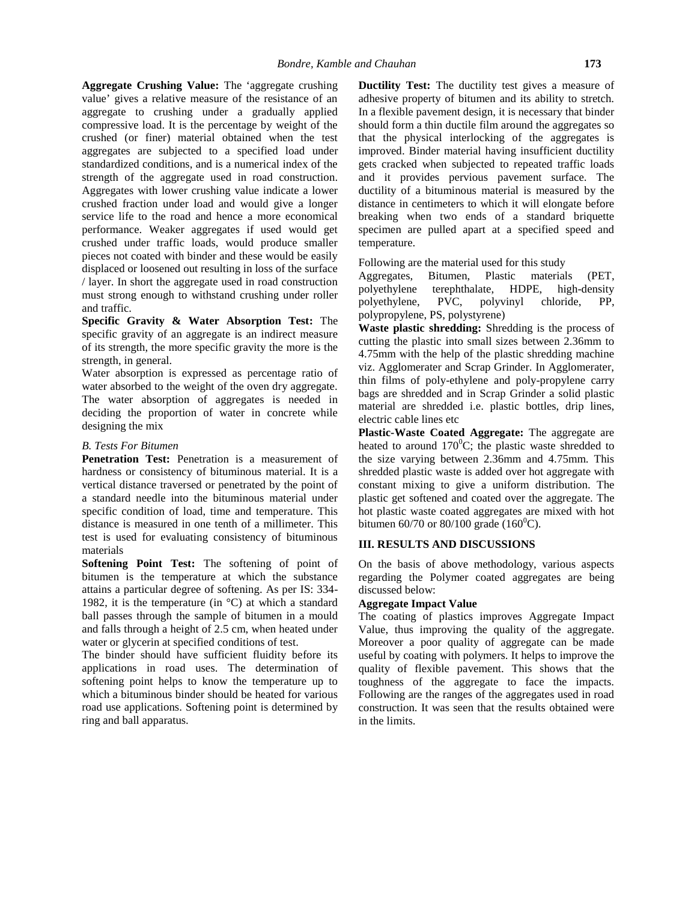**Aggregate Crushing Value:** The 'aggregate crushing value' gives a relative measure of the resistance of an aggregate to crushing under a gradually applied compressive load. It is the percentage by weight of the crushed (or finer) material obtained when the test aggregates are subjected to a specified load under standardized conditions, and is a numerical index of the strength of the aggregate used in road construction. Aggregates with lower crushing value indicate a lower crushed fraction under load and would give a longer service life to the road and hence a more economical performance. Weaker aggregates if used would get crushed under traffic loads, would produce smaller pieces not coated with binder and these would be easily displaced or loosened out resulting in loss of the surface / layer. In short the aggregate used in road construction must strong enough to withstand crushing under roller and traffic.

**Specific Gravity & Water Absorption Test:** The specific gravity of an aggregate is an indirect measure of its strength, the more specific gravity the more is the strength, in general.

Water absorption is expressed as percentage ratio of water absorbed to the weight of the oven dry aggregate. The water absorption of aggregates is needed in deciding the proportion of water in concrete while designing the mix

*B. Tests For Bitumen*

**Penetration Test:** Penetration is a measurement of hardness or consistency of bituminous material. It is a vertical distance traversed or penetrated by the point of a standard needle into the bituminous material under specific condition of load, time and temperature. This distance is measured in one tenth of a millimeter. This test is used for evaluating consistency of bituminous materials

**Softening Point Test:** The softening of point of bitumen is the temperature at which the substance attains a particular degree of softening. As per IS: 334-1982, it is the temperature (in °C) at which a standard ball passes through the sample of bitumen in a mould and falls through a height of 2.5 cm, when heated under water or glycerin at specified conditions of test.

The binder should have sufficient fluidity before its applications in road uses. The determination of softening point helps to know the temperature up to which a bituminous binder should be heated for various road use applications. Softening point is determined by ring and ball apparatus.

**Ductility Test:** The ductility test gives a measure of adhesive property of bitumen and its ability to stretch. In a flexible pavement design, it is necessary that binder should form a thin ductile film around the aggregates so that the physical interlocking of the aggregates is improved. Binder material having insufficient ductility gets cracked when subjected to repeated traffic loads and it provides pervious pavement surface. The ductility of a bituminous material is measured by the distance in centimeters to which it will elongate before breaking when two ends of a standard briquette specimen are pulled apart at a specified speed and temperature.

Following are the material used for this study

Aggregates, Bitumen, Plastic materials (PET, polyethylene terephthalate, HDPE, high-density polyethylene, PVC, polyvinyl chloride, PP, polypropylene, PS, polystyrene)

**Waste plastic shredding:** Shredding is the process of cutting the plastic into small sizes between 2.36mm to 4.75mm with the help of the plastic shredding machine viz. Agglomerater and Scrap Grinder. In Agglomerater, thin films of poly-ethylene and poly-propylene carry bags are shredded and in Scrap Grinder a solid plastic material are shredded i.e. plastic bottles, drip lines, electric cable lines etc

**Plastic-Waste Coated Aggregate:** The aggregate are heated to around $170^0$C; the plastic waste shredded to the size varying between 2.36mm and 4.75mm. This shredded plastic waste is added over hot aggregate with constant mixing to give a uniform distribution. The plastic get softened and coated over the aggregate. The hot plastic waste coated aggregates are mixed with hot bitumen 60/70 or 80/100 grade ($160^0$C).

## III. RESULTS AND DISCUSSIONS

On the basis of above methodology, various aspects regarding the Polymer coated aggregates are being discussed below:

**Aggregate Impact Value**

The coating of plastics improves Aggregate Impact Value, thus improving the quality of the aggregate. Moreover a poor quality of aggregate can be made useful by coating with polymers. It helps to improve the quality of flexible pavement. This shows that the toughness of the aggregate to face the impacts. Following are the ranges of the aggregates used in road construction. It was seen that the results obtained were in the limits.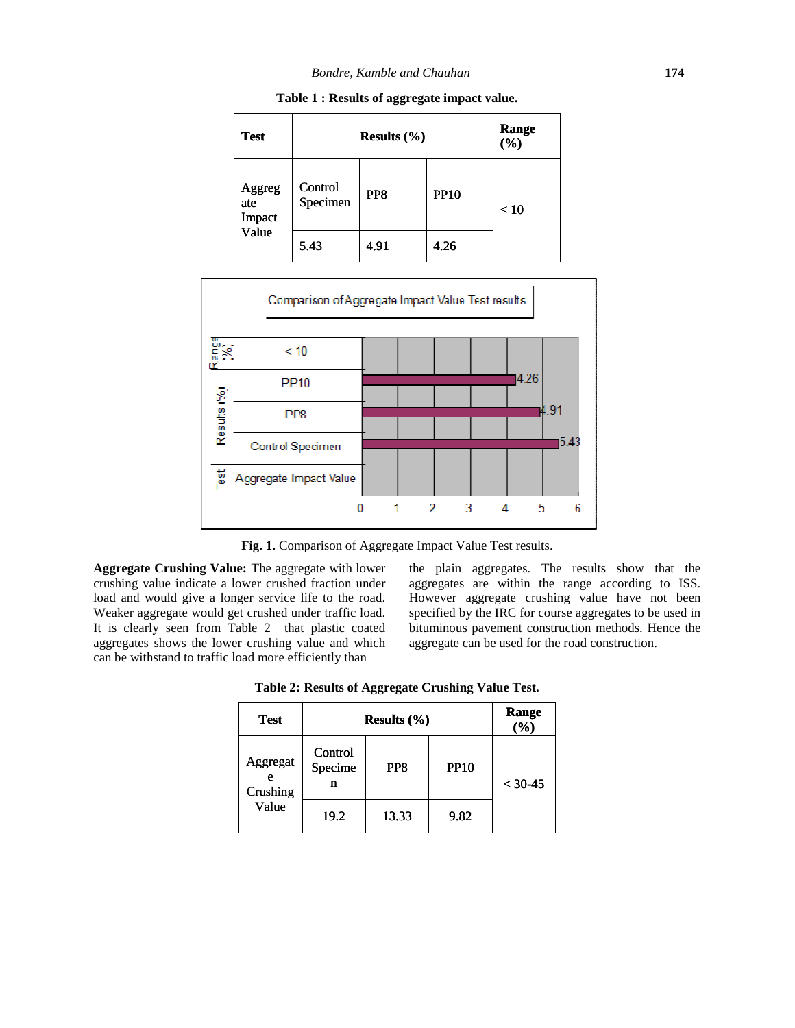**Table 1 : Results of aggregate impact value.**

| Test | Results (%) | | | Range (%) |
|---|---|---|---|---|
| Aggregate Impact Value | Control Specimen | PP8 | PP10 | < 10 |
| | 5.43 | 4.91 | 4.26 | |

**Fig. 1.** Comparison of Aggregate Impact Value Test results.

**Aggregate Crushing Value:** The aggregate with lower crushing value indicate a lower crushed fraction under load and would give a longer service life to the road. Weaker aggregate would get crushed under traffic load. It is clearly seen from Table 2 that plastic coated aggregates shows the lower crushing value and which can be withstand to traffic load more efficiently than the plain aggregates. The results show that the aggregates are within the range according to ISS. However aggregate crushing value have not been specified by the IRC for course aggregates to be used in bituminous pavement construction methods. Hence the aggregate can be used for the road construction.

**Table 2: Results of Aggregate Crushing Value Test.**

| Test | Results (%) | | | Range (%) |
|---|---|---|---|---|
| Aggregate Crushing Value | Control Specimen | PP8 | PP10 | < 30-45 |
| | 19.2 | 13.33 | 9.82 | |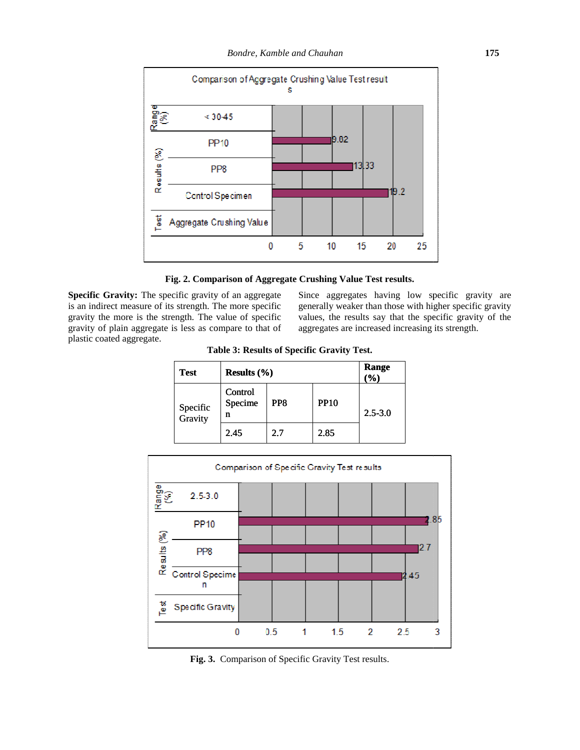Fig. 2. Comparison of Aggregate Crushing Value Test results.

**Specific Gravity:** The specific gravity of an aggregate is an indirect measure of its strength. The more specific gravity the more is the strength. The value of specific gravity of plain aggregate is less as compare to that of plastic coated aggregate.

Since aggregates having low specific gravity are generally weaker than those with higher specific gravity values, the results say that the specific gravity of the aggregates are increased increasing its strength.

**Table 3: Results of Specific Gravity Test.**

| Test | Results (%) | | | Range (%) |
|---|---|---|---|---|
| | Control Specimen | PP8 | PP10 | |
| Specific Gravity | 2.45 | 2.7 | 2.85 | 2.5-3.0 |

**Fig. 3.** Comparison of Specific Gravity Test results.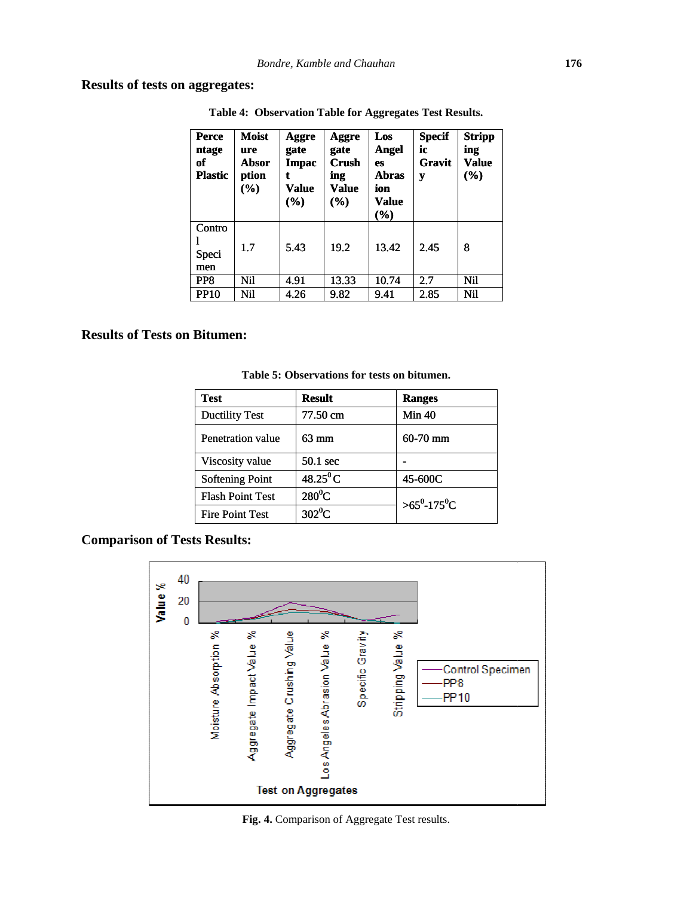## Results of tests on aggregates:

**Table 4: Observation Table for Aggregates Test Results.**

| Percentage of Plastic | Moisture Absorption (%) | Aggregate Impact Value (%) | Aggregate Crushing Value (%) | Los Angeles Abrasion Value (%) | Specific Gravity | Stripping Value (%) |
|---|---|---|---|---|---|---|
| Control Specimen | 1.7 | 5.43 | 19.2 | 13.42 | 2.45 | 8 |
| PP8 | Nil | 4.91 | 13.33 | 10.74 | 2.7 | Nil |
| PP10 | Nil | 4.26 | 9.82 | 9.41 | 2.85 | Nil |

## Results of Tests on Bitumen:

**Table 5: Observations for tests on bitumen.**

| Test | Result | Ranges |
|---|---|---|
| Ductility Test | 77.50 cm | Min 40 |
| Penetration value | 63 mm | 60-70 mm |
| Viscosity value | 50.1 sec | - |
| Softening Point | $48.25^0$C | 45-600C |
| Flash Point Test | $280^0$C | $>65^0$-$175^0$C |
| Fire Point Test | $302^0$C | |

## Comparison of Tests Results:

**Fig. 4.** Comparison of Aggregate Test results.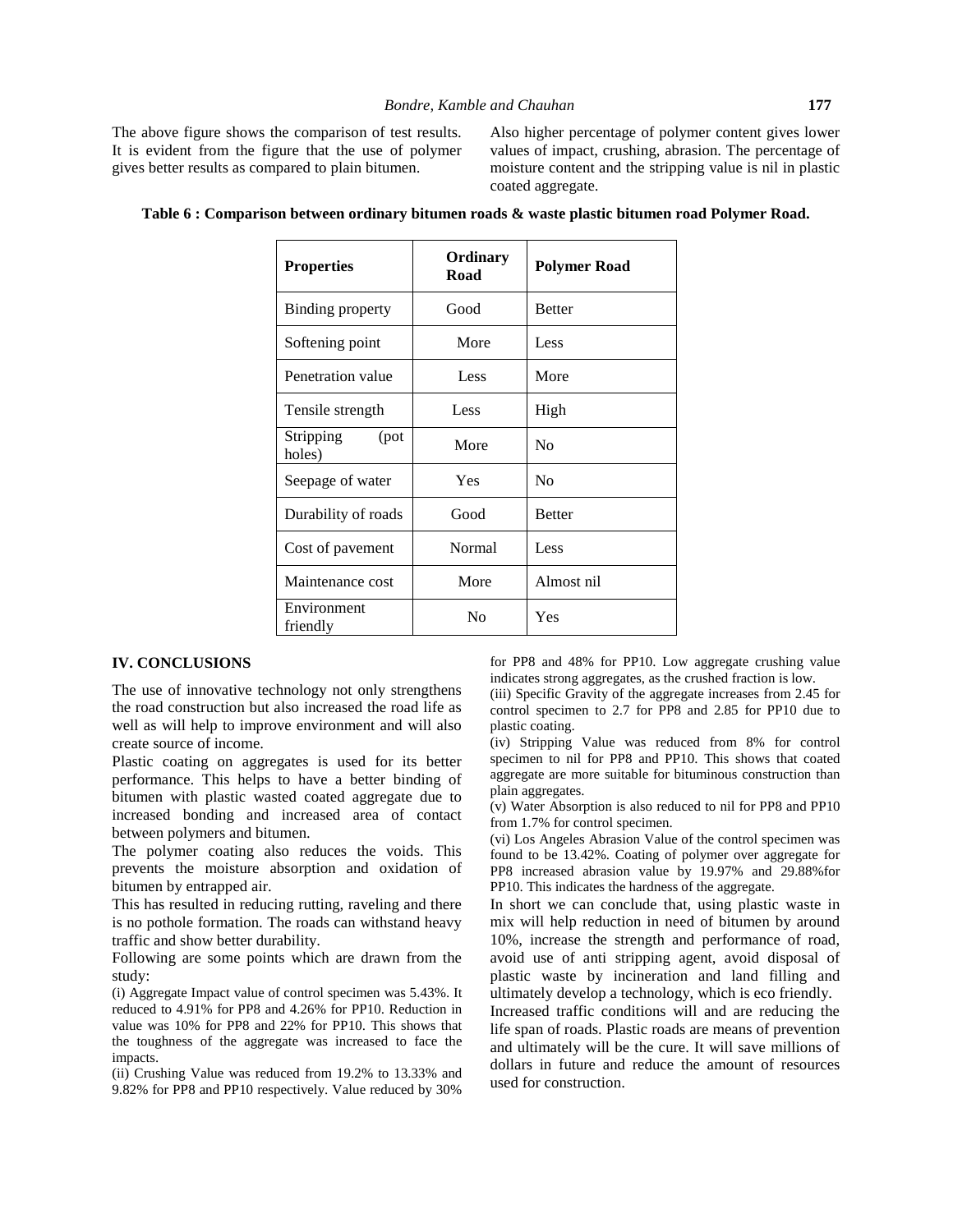The above figure shows the comparison of test results. It is evident from the figure that the use of polymer gives better results as compared to plain bitumen.

Also higher percentage of polymer content gives lower values of impact, crushing, abrasion. The percentage of moisture content and the stripping value is nil in plastic coated aggregate.

**Table 6 : Comparison between ordinary bitumen roads & waste plastic bitumen road Polymer Road.**

| Properties | Ordinary Road | Polymer Road |
|---|---|---|
| Binding property | Good | Better |
| Softening point | More | Less |
| Penetration value | Less | More |
| Tensile strength | Less | High |
| Stripping (pot holes) | More | No |
| Seepage of water | Yes | No |
| Durability of roads | Good | Better |
| Cost of pavement | Normal | Less |
| Maintenance cost | More | Almost nil |
| Environment friendly | No | Yes |

## IV. CONCLUSIONS

The use of innovative technology not only strengthens the road construction but also increased the road life as well as will help to improve environment and will also create source of income.

Plastic coating on aggregates is used for its better performance. This helps to have a better binding of bitumen with plastic wasted coated aggregate due to increased bonding and increased area of contact between polymers and bitumen.

The polymer coating also reduces the voids. This prevents the moisture absorption and oxidation of bitumen by entrapped air.

This has resulted in reducing rutting, raveling and there is no pothole formation. The roads can withstand heavy traffic and show better durability.

Following are some points which are drawn from the study:

(i) Aggregate Impact value of control specimen was 5.43%. It reduced to 4.91% for PP8 and 4.26% for PP10. Reduction in value was 10% for PP8 and 22% for PP10. This shows that the toughness of the aggregate was increased to face the impacts.

(ii) Crushing Value was reduced from 19.2% to 13.33% and 9.82% for PP8 and PP10 respectively. Value reduced by 30% for PP8 and 48% for PP10. Low aggregate crushing value indicates strong aggregates, as the crushed fraction is low.

(iii) Specific Gravity of the aggregate increases from 2.45 for control specimen to 2.7 for PP8 and 2.85 for PP10 due to plastic coating.

(iv) Stripping Value was reduced from 8% for control specimen to nil for PP8 and PP10. This shows that coated aggregate are more suitable for bituminous construction than plain aggregates.

(v) Water Absorption is also reduced to nil for PP8 and PP10 from 1.7% for control specimen.

(vi) Los Angeles Abrasion Value of the control specimen was found to be 13.42%. Coating of polymer over aggregate for PP8 increased abrasion value by 19.97% and 29.88%for PP10. This indicates the hardness of the aggregate.

In short we can conclude that, using plastic waste in mix will help reduction in need of bitumen by around 10%, increase the strength and performance of road, avoid use of anti stripping agent, avoid disposal of plastic waste by incineration and land filling and ultimately develop a technology, which is eco friendly.

Increased traffic conditions will and are reducing the life span of roads. Plastic roads are means of prevention and ultimately will be the cure. It will save millions of dollars in future and reduce the amount of resources used for construction.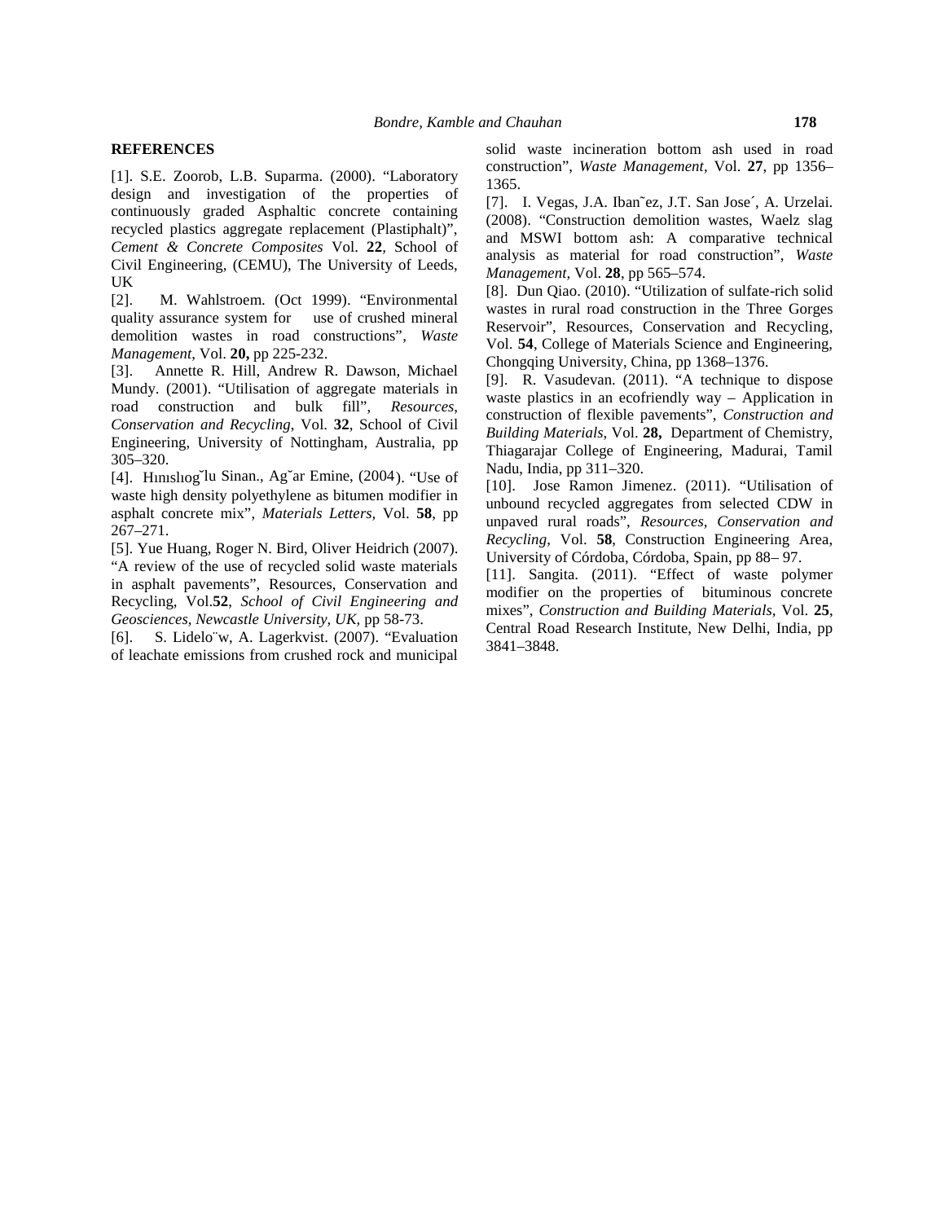## REFERENCES

[1]. S.E. Zoorob, L.B. Suparma. (2000). "Laboratory design and investigation of the properties of continuously graded Asphaltic concrete containing recycled plastics aggregate replacement (Plastiphalt)", *Cement & Concrete Composites* Vol. **22**, School of Civil Engineering, (CEMU), The University of Leeds, UK

[2]. M. Wahlstroem. (Oct 1999). "Environmental quality assurance system for use of crushed mineral demolition wastes in road constructions", *Waste Management*, Vol. **20,** pp 225-232.

[3]. Annette R. Hill, Andrew R. Dawson, Michael Mundy. (2001). "Utilisation of aggregate materials in road construction and bulk fill", *Resources, Conservation and Recycling*, Vol. **32**, School of Civil Engineering, University of Nottingham, Australia, pp 305–320.

[4]. Hınıslıog˘lu Sinan., Ag˘ar Emine, (2004). "Use of waste high density polyethylene as bitumen modifier in asphalt concrete mix", *Materials Letters,* Vol. **58**, pp 267–271.

[5]. Yue Huang, Roger N. Bird, Oliver Heidrich (2007). "A review of the use of recycled solid waste materials in asphalt pavements", Resources, Conservation and Recycling, Vol.**52**, *School of Civil Engineering and Geosciences, Newcastle University, UK,* pp 58-73.

[6]. S. Lidelo¨w, A. Lagerkvist. (2007). "Evaluation of leachate emissions from crushed rock and municipal solid waste incineration bottom ash used in road construction", *Waste Management*, Vol. **27**, pp 1356–1365.

[7]. I. Vegas, J.A. Iban˜ez, J.T. San Jose´, A. Urzelai. (2008). "Construction demolition wastes, Waelz slag and MSWI bottom ash: A comparative technical analysis as material for road construction", *Waste Management*, Vol. **28**, pp 565–574.

[8]. Dun Qiao. (2010). "Utilization of sulfate-rich solid wastes in rural road construction in the Three Gorges Reservoir", Resources, Conservation and Recycling, Vol. **54**, College of Materials Science and Engineering, Chongqing University, China, pp 1368–1376.

[9]. R. Vasudevan. (2011). "A technique to dispose waste plastics in an ecofriendly way – Application in construction of flexible pavements", *Construction and Building Materials*, Vol. **28,** Department of Chemistry, Thiagarajar College of Engineering, Madurai, Tamil Nadu, India, pp 311–320.

[10]. Jose Ramon Jimenez. (2011). "Utilisation of unbound recycled aggregates from selected CDW in unpaved rural roads", *Resources, Conservation and Recycling*, Vol. **58**, Construction Engineering Area, University of Córdoba, Córdoba, Spain, pp 88– 97.

[11]. Sangita. (2011). "Effect of waste polymer modifier on the properties of bituminous concrete mixes", *Construction and Building Materials*, Vol. **25**, Central Road Research Institute, New Delhi, India, pp 3841–3848.